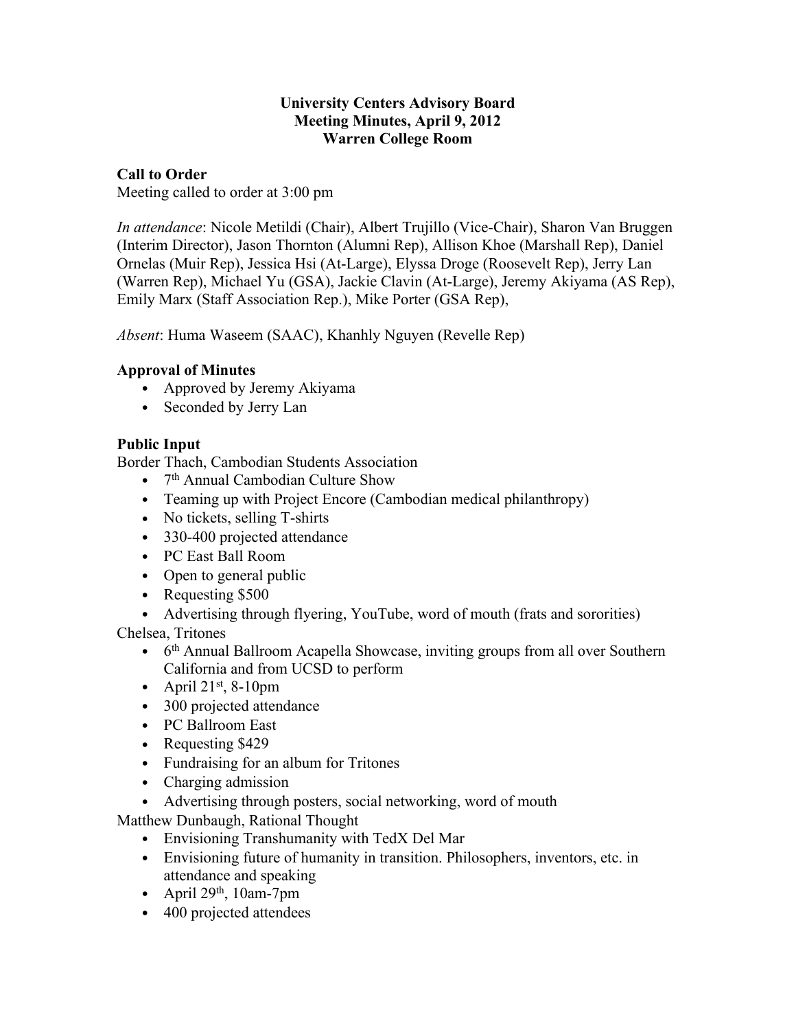**University Centers Advisory Board**
**Meeting Minutes, April 9, 2012**
**Warren College Room**

**Call to Order**

Meeting called to order at 3:00 pm

*In attendance*: Nicole Metildi (Chair), Albert Trujillo (Vice-Chair), Sharon Van Bruggen (Interim Director), Jason Thornton (Alumni Rep), Allison Khoe (Marshall Rep), Daniel Ornelas (Muir Rep), Jessica Hsi (At-Large), Elyssa Droge (Roosevelt Rep), Jerry Lan (Warren Rep), Michael Yu (GSA), Jackie Clavin (At-Large), Jeremy Akiyama (AS Rep), Emily Marx (Staff Association Rep.), Mike Porter (GSA Rep),

*Absent*: Huma Waseem (SAAC), Khanhly Nguyen (Revelle Rep)

**Approval of Minutes**

- Approved by Jeremy Akiyama
- Seconded by Jerry Lan

**Public Input**

Border Thach, Cambodian Students Association

- 7th Annual Cambodian Culture Show
- Teaming up with Project Encore (Cambodian medical philanthropy)
- No tickets, selling T-shirts
- 330-400 projected attendance
- PC East Ball Room
- Open to general public
- Requesting $500
- Advertising through flyering, YouTube, word of mouth (frats and sororities)

Chelsea, Tritones

- 6th Annual Ballroom Acapella Showcase, inviting groups from all over Southern California and from UCSD to perform
- April 21st, 8-10pm
- 300 projected attendance
- PC Ballroom East
- Requesting $429
- Fundraising for an album for Tritones
- Charging admission
- Advertising through posters, social networking, word of mouth

Matthew Dunbaugh, Rational Thought

- Envisioning Transhumanity with TedX Del Mar
- Envisioning future of humanity in transition. Philosophers, inventors, etc. in attendance and speaking
- April 29th, 10am-7pm
- 400 projected attendees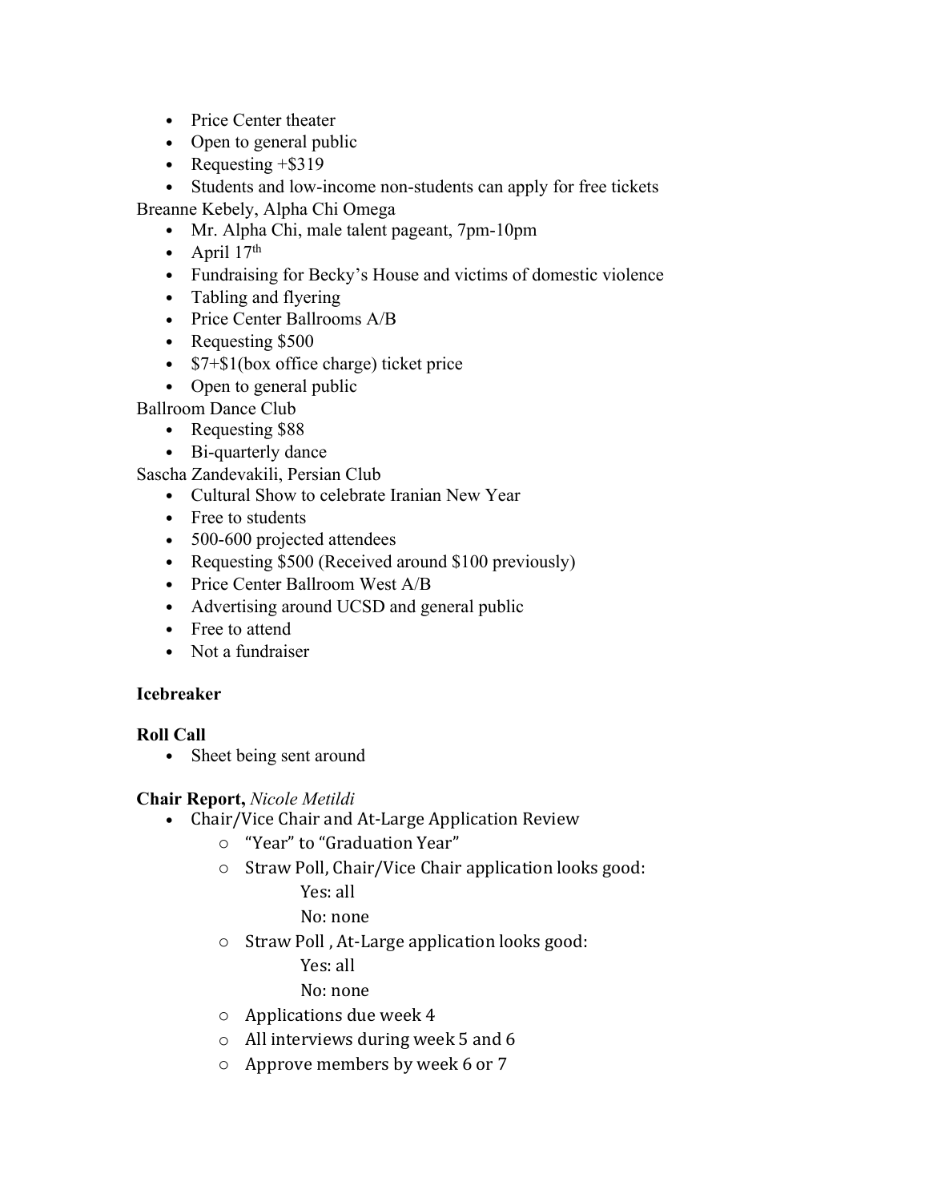- Price Center theater
- Open to general public
- Requesting +$319
- Students and low-income non-students can apply for free tickets

Breanne Kebely, Alpha Chi Omega

- Mr. Alpha Chi, male talent pageant, 7pm-10pm
- April 17th
- Fundraising for Becky's House and victims of domestic violence
- Tabling and flyering
- Price Center Ballrooms A/B
- Requesting $500
- $7+$1(box office charge) ticket price
- Open to general public

Ballroom Dance Club

- Requesting $88
- Bi-quarterly dance

Sascha Zandevakili, Persian Club

- Cultural Show to celebrate Iranian New Year
- Free to students
- 500-600 projected attendees
- Requesting $500 (Received around $100 previously)
- Price Center Ballroom West A/B
- Advertising around UCSD and general public
- Free to attend
- Not a fundraiser

**Icebreaker**

**Roll Call**

- Sheet being sent around

**Chair Report,** *Nicole Metildi*

- Chair/Vice Chair and At-Large Application Review
  - "Year" to "Graduation Year"
  - Straw Poll, Chair/Vice Chair application looks good:
    - Yes: all
    - No: none
  - Straw Poll , At-Large application looks good:
    - Yes: all
    - No: none
  - Applications due week 4
  - All interviews during week 5 and 6
  - Approve members by week 6 or 7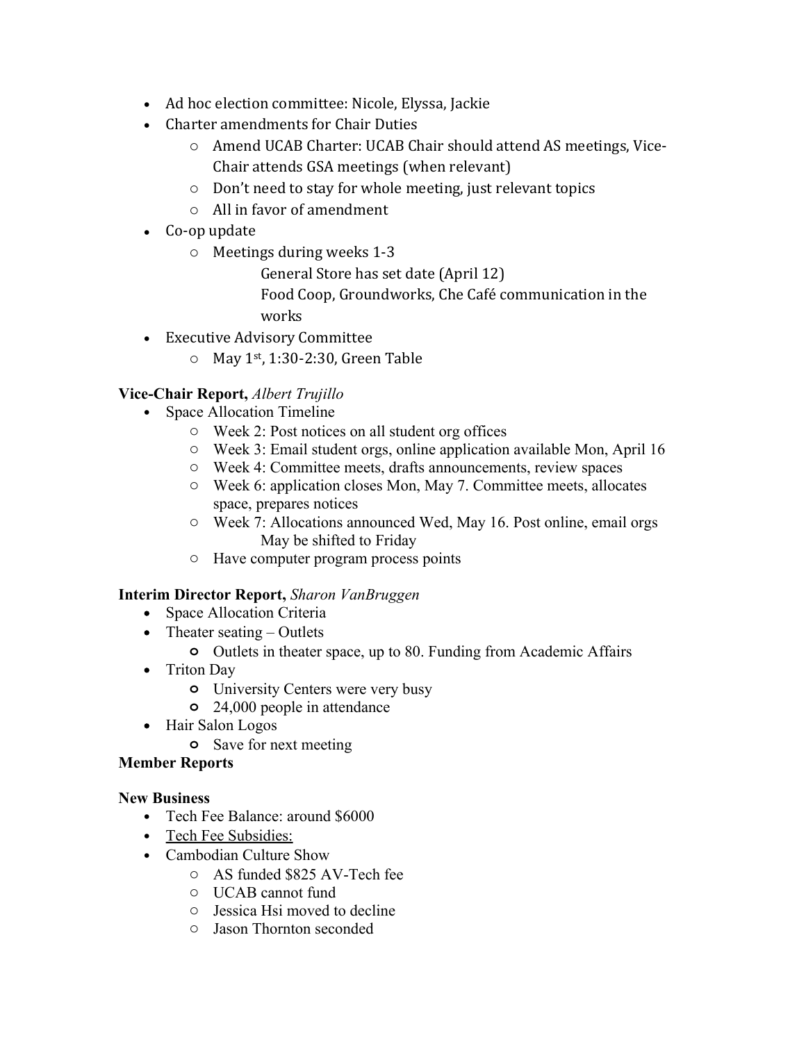- Ad hoc election committee: Nicole, Elyssa, Jackie
- Charter amendments for Chair Duties
  - Amend UCAB Charter: UCAB Chair should attend AS meetings, Vice-Chair attends GSA meetings (when relevant)
  - Don't need to stay for whole meeting, just relevant topics
  - All in favor of amendment
- Co-op update
  - Meetings during weeks 1-3
    - General Store has set date (April 12)
    - Food Coop, Groundworks, Che Café communication in the works
- Executive Advisory Committee
  - May 1st, 1:30-2:30, Green Table

**Vice-Chair Report,** *Albert Trujillo*

- Space Allocation Timeline
  - Week 2: Post notices on all student org offices
  - Week 3: Email student orgs, online application available Mon, April 16
  - Week 4: Committee meets, drafts announcements, review spaces
  - Week 6: application closes Mon, May 7. Committee meets, allocates space, prepares notices
  - Week 7: Allocations announced Wed, May 16. Post online, email orgs
    - May be shifted to Friday
  - Have computer program process points

**Interim Director Report,** *Sharon VanBruggen*

- Space Allocation Criteria
- Theater seating – Outlets
  - Outlets in theater space, up to 80. Funding from Academic Affairs
- Triton Day
  - University Centers were very busy
  - 24,000 people in attendance
- Hair Salon Logos
  - Save for next meeting

**Member Reports**

**New Business**

- Tech Fee Balance: around $6000
- <u>Tech Fee Subsidies:</u>
- Cambodian Culture Show
  - AS funded $825 AV-Tech fee
  - UCAB cannot fund
  - Jessica Hsi moved to decline
  - Jason Thornton seconded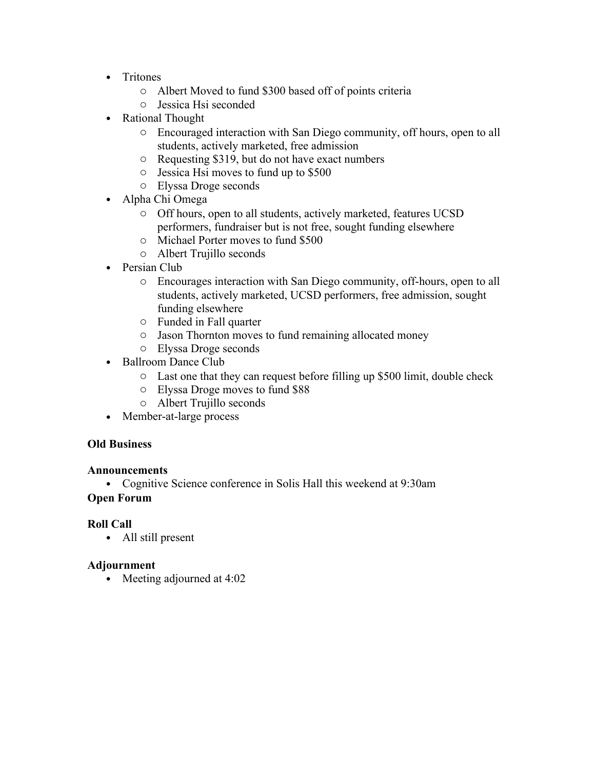- Tritones
  - Albert Moved to fund $300 based off of points criteria
  - Jessica Hsi seconded
- Rational Thought
  - Encouraged interaction with San Diego community, off hours, open to all students, actively marketed, free admission
  - Requesting $319, but do not have exact numbers
  - Jessica Hsi moves to fund up to $500
  - Elyssa Droge seconds
- Alpha Chi Omega
  - Off hours, open to all students, actively marketed, features UCSD performers, fundraiser but is not free, sought funding elsewhere
  - Michael Porter moves to fund $500
  - Albert Trujillo seconds
- Persian Club
  - Encourages interaction with San Diego community, off-hours, open to all students, actively marketed, UCSD performers, free admission, sought funding elsewhere
  - Funded in Fall quarter
  - Jason Thornton moves to fund remaining allocated money
  - Elyssa Droge seconds
- Ballroom Dance Club
  - Last one that they can request before filling up $500 limit, double check
  - Elyssa Droge moves to fund $88
  - Albert Trujillo seconds
- Member-at-large process

**Old Business**

**Announcements**

- Cognitive Science conference in Solis Hall this weekend at 9:30am

**Open Forum**

**Roll Call**

- All still present

**Adjournment**

- Meeting adjourned at 4:02